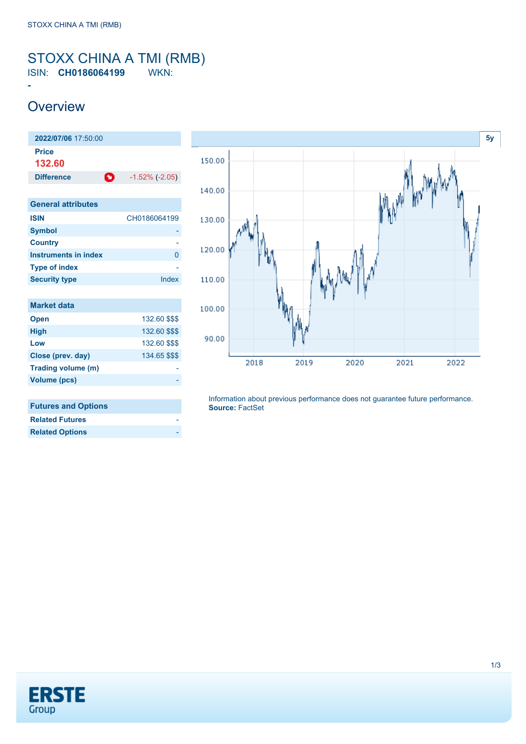# STOXX CHINA A TMI (RMB)

ISIN: **CH0186064199** WKN:

-

## Overview

| **2022/07/06** 17:50:00 | |
|---|---|
| **Price** | |
| **132.60** | |
| **Difference** | -1.52% (-2.05) |

| General attributes | |
|---|---|
| **ISIN** | CH0186064199 |
| **Symbol** | - |
| **Country** | - |
| **Instruments in index** | 0 |
| **Type of index** | - |
| **Security type** | Index |

| Market data | |
|---|---|
| **Open** | 132.60 $$$ |
| **High** | 132.60 $$$ |
| **Low** | 132.60 $$$ |
| **Close (prev. day)** | 134.65 $$$ |
| **Trading volume (m)** | - |
| **Volume (pcs)** | - |

| Futures and Options | |
|---|---|
| **Related Futures** | - |
| **Related Options** | - |

5y

Information about previous performance does not guarantee future performance.
**Source:** FactSet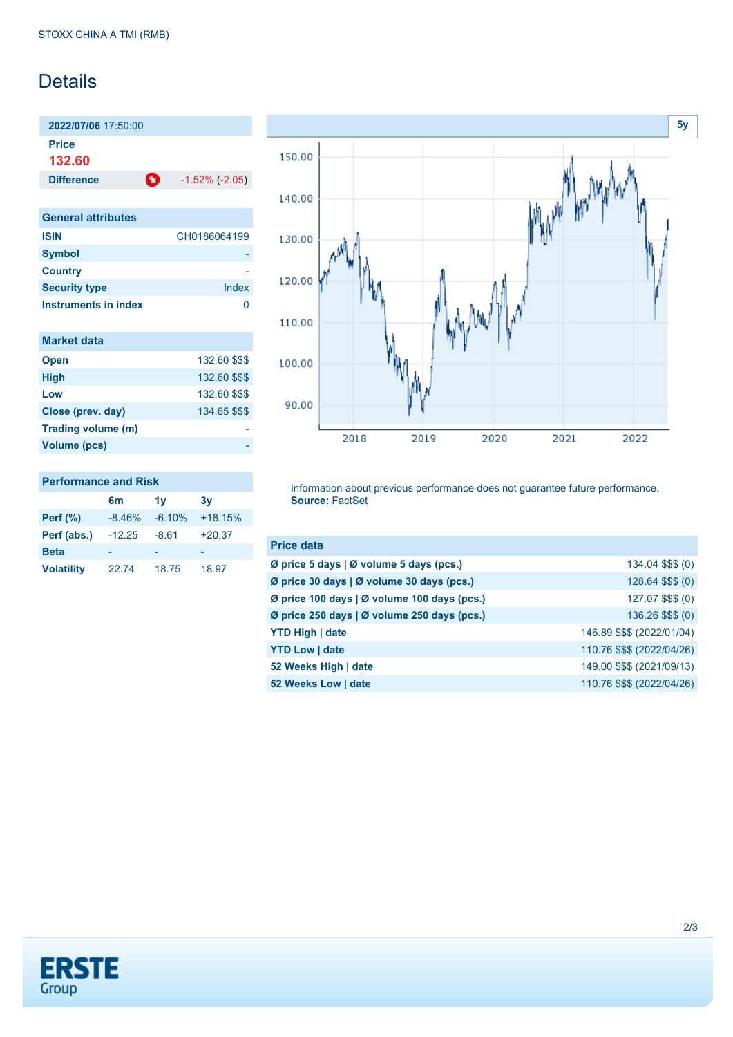STOXX CHINA A TMI (RMB)

# Details

**2022/07/06** 17:50:00

**Price**

**132.60**

| **Difference** | -1.52% (-2.05) |
|---|---|

## General attributes

| | |
|---|---|
| **ISIN** | CH0186064199 |
| **Symbol** | - |
| **Country** | - |
| **Security type** | Index |
| **Instruments in index** | 0 |

## Market data

| | |
|---|---|
| **Open** | 132.60 $$$ |
| **High** | 132.60 $$$ |
| **Low** | 132.60 $$$ |
| **Close (prev. day)** | 134.65 $$$ |
| **Trading volume (m)** | - |
| **Volume (pcs)** | - |

## Performance and Risk

| | 6m | 1y | 3y |
|---|---|---|---|
| **Perf (%)** | -8.46% | -6.10% | +18.15% |
| **Perf (abs.)** | -12.25 | -8.61 | +20.37 |
| **Beta** | - | - | - |
| **Volatility** | 22.74 | 18.75 | 18.97 |

Information about previous performance does not guarantee future performance.
**Source:** FactSet

## Price data

| | |
|---|---|
| **Ø price 5 days \| Ø volume 5 days (pcs.)** | 134.04 $$$ (0) |
| **Ø price 30 days \| Ø volume 30 days (pcs.)** | 128.64 $$$ (0) |
| **Ø price 100 days \| Ø volume 100 days (pcs.)** | 127.07 $$$ (0) |
| **Ø price 250 days \| Ø volume 250 days (pcs.)** | 136.26 $$$ (0) |
| **YTD High \| date** | 146.89 $$$ (2022/01/04) |
| **YTD Low \| date** | 110.76 $$$ (2022/04/26) |
| **52 Weeks High \| date** | 149.00 $$$ (2021/09/13) |
| **52 Weeks Low \| date** | 110.76 $$$ (2022/04/26) |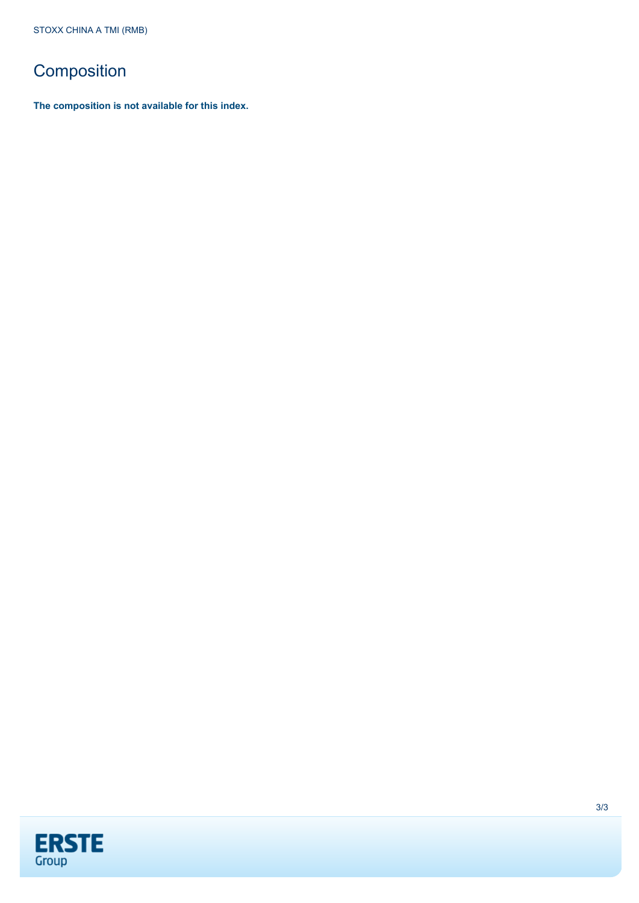## Composition

**The composition is not available for this index.**